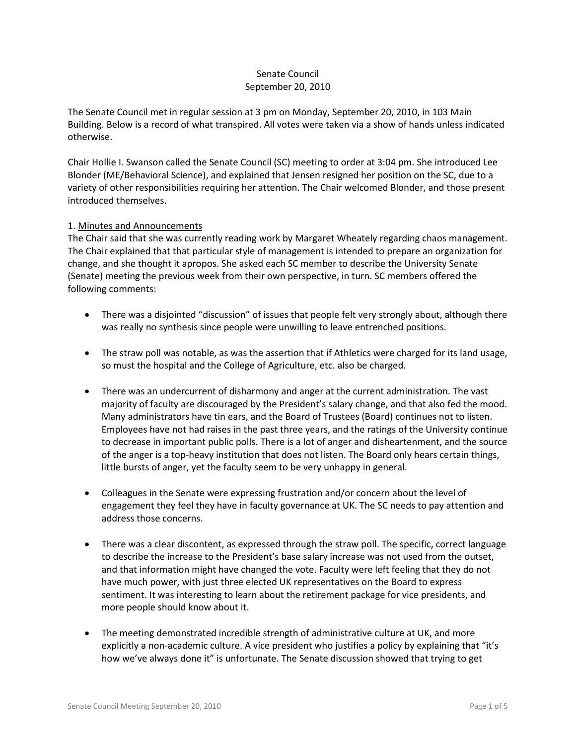Senate Council
September 20, 2010

The Senate Council met in regular session at 3 pm on Monday, September 20, 2010, in 103 Main Building. Below is a record of what transpired. All votes were taken via a show of hands unless indicated otherwise.

Chair Hollie I. Swanson called the Senate Council (SC) meeting to order at 3:04 pm. She introduced Lee Blonder (ME/Behavioral Science), and explained that Jensen resigned her position on the SC, due to a variety of other responsibilities requiring her attention. The Chair welcomed Blonder, and those present introduced themselves.

1. Minutes and Announcements

The Chair said that she was currently reading work by Margaret Wheately regarding chaos management. The Chair explained that that particular style of management is intended to prepare an organization for change, and she thought it apropos. She asked each SC member to describe the University Senate (Senate) meeting the previous week from their own perspective, in turn. SC members offered the following comments:

- There was a disjointed "discussion" of issues that people felt very strongly about, although there was really no synthesis since people were unwilling to leave entrenched positions.
- The straw poll was notable, as was the assertion that if Athletics were charged for its land usage, so must the hospital and the College of Agriculture, etc. also be charged.
- There was an undercurrent of disharmony and anger at the current administration. The vast majority of faculty are discouraged by the President's salary change, and that also fed the mood. Many administrators have tin ears, and the Board of Trustees (Board) continues not to listen. Employees have not had raises in the past three years, and the ratings of the University continue to decrease in important public polls. There is a lot of anger and disheartenment, and the source of the anger is a top-heavy institution that does not listen. The Board only hears certain things, little bursts of anger, yet the faculty seem to be very unhappy in general.
- Colleagues in the Senate were expressing frustration and/or concern about the level of engagement they feel they have in faculty governance at UK. The SC needs to pay attention and address those concerns.
- There was a clear discontent, as expressed through the straw poll. The specific, correct language to describe the increase to the President's base salary increase was not used from the outset, and that information might have changed the vote. Faculty were left feeling that they do not have much power, with just three elected UK representatives on the Board to express sentiment. It was interesting to learn about the retirement package for vice presidents, and more people should know about it.
- The meeting demonstrated incredible strength of administrative culture at UK, and more explicitly a non-academic culture. A vice president who justifies a policy by explaining that "it's how we've always done it" is unfortunate. The Senate discussion showed that trying to get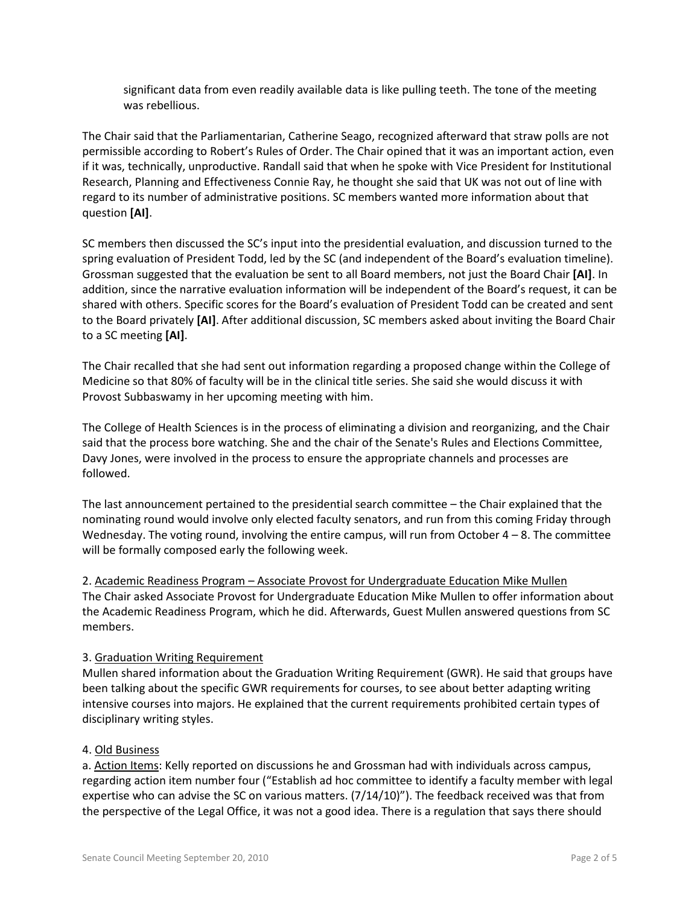> significant data from even readily available data is like pulling teeth. The tone of the meeting was rebellious.

The Chair said that the Parliamentarian, Catherine Seago, recognized afterward that straw polls are not permissible according to Robert's Rules of Order. The Chair opined that it was an important action, even if it was, technically, unproductive. Randall said that when he spoke with Vice President for Institutional Research, Planning and Effectiveness Connie Ray, he thought she said that UK was not out of line with regard to its number of administrative positions. SC members wanted more information about that question **[AI]**.

SC members then discussed the SC's input into the presidential evaluation, and discussion turned to the spring evaluation of President Todd, led by the SC (and independent of the Board's evaluation timeline). Grossman suggested that the evaluation be sent to all Board members, not just the Board Chair **[AI]**. In addition, since the narrative evaluation information will be independent of the Board's request, it can be shared with others. Specific scores for the Board's evaluation of President Todd can be created and sent to the Board privately **[AI]**. After additional discussion, SC members asked about inviting the Board Chair to a SC meeting **[AI]**.

The Chair recalled that she had sent out information regarding a proposed change within the College of Medicine so that 80% of faculty will be in the clinical title series. She said she would discuss it with Provost Subbaswamy in her upcoming meeting with him.

The College of Health Sciences is in the process of eliminating a division and reorganizing, and the Chair said that the process bore watching. She and the chair of the Senate's Rules and Elections Committee, Davy Jones, were involved in the process to ensure the appropriate channels and processes are followed.

The last announcement pertained to the presidential search committee – the Chair explained that the nominating round would involve only elected faculty senators, and run from this coming Friday through Wednesday. The voting round, involving the entire campus, will run from October 4 – 8. The committee will be formally composed early the following week.

2. <u>Academic Readiness Program – Associate Provost for Undergraduate Education Mike Mullen</u>
The Chair asked Associate Provost for Undergraduate Education Mike Mullen to offer information about the Academic Readiness Program, which he did. Afterwards, Guest Mullen answered questions from SC members.

3. <u>Graduation Writing Requirement</u>
Mullen shared information about the Graduation Writing Requirement (GWR). He said that groups have been talking about the specific GWR requirements for courses, to see about better adapting writing intensive courses into majors. He explained that the current requirements prohibited certain types of disciplinary writing styles.

4. <u>Old Business</u>
a. <u>Action Items</u>: Kelly reported on discussions he and Grossman had with individuals across campus, regarding action item number four ("Establish ad hoc committee to identify a faculty member with legal expertise who can advise the SC on various matters. (7/14/10)"). The feedback received was that from the perspective of the Legal Office, it was not a good idea. There is a regulation that says there should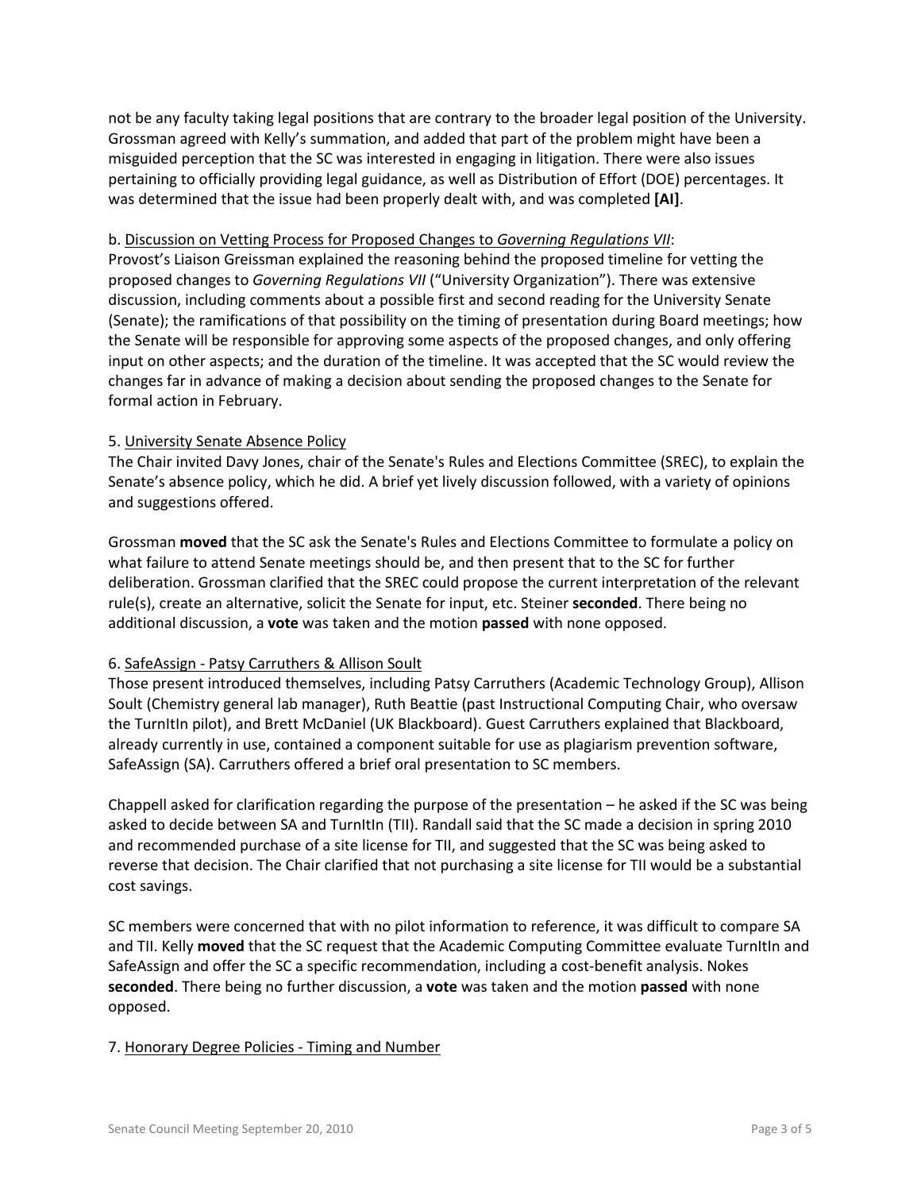not be any faculty taking legal positions that are contrary to the broader legal position of the University. Grossman agreed with Kelly's summation, and added that part of the problem might have been a misguided perception that the SC was interested in engaging in litigation. There were also issues pertaining to officially providing legal guidance, as well as Distribution of Effort (DOE) percentages. It was determined that the issue had been properly dealt with, and was completed **[AI]**.

b. Discussion on Vetting Process for Proposed Changes to *Governing Regulations VII*:
Provost's Liaison Greissman explained the reasoning behind the proposed timeline for vetting the proposed changes to *Governing Regulations VII* ("University Organization"). There was extensive discussion, including comments about a possible first and second reading for the University Senate (Senate); the ramifications of that possibility on the timing of presentation during Board meetings; how the Senate will be responsible for approving some aspects of the proposed changes, and only offering input on other aspects; and the duration of the timeline. It was accepted that the SC would review the changes far in advance of making a decision about sending the proposed changes to the Senate for formal action in February.

5. University Senate Absence Policy
The Chair invited Davy Jones, chair of the Senate's Rules and Elections Committee (SREC), to explain the Senate's absence policy, which he did. A brief yet lively discussion followed, with a variety of opinions and suggestions offered.

Grossman **moved** that the SC ask the Senate's Rules and Elections Committee to formulate a policy on what failure to attend Senate meetings should be, and then present that to the SC for further deliberation. Grossman clarified that the SREC could propose the current interpretation of the relevant rule(s), create an alternative, solicit the Senate for input, etc. Steiner **seconded**. There being no additional discussion, a **vote** was taken and the motion **passed** with none opposed.

6. SafeAssign - Patsy Carruthers & Allison Soult
Those present introduced themselves, including Patsy Carruthers (Academic Technology Group), Allison Soult (Chemistry general lab manager), Ruth Beattie (past Instructional Computing Chair, who oversaw the TurnItIn pilot), and Brett McDaniel (UK Blackboard). Guest Carruthers explained that Blackboard, already currently in use, contained a component suitable for use as plagiarism prevention software, SafeAssign (SA). Carruthers offered a brief oral presentation to SC members.

Chappell asked for clarification regarding the purpose of the presentation – he asked if the SC was being asked to decide between SA and TurnItIn (TII). Randall said that the SC made a decision in spring 2010 and recommended purchase of a site license for TII, and suggested that the SC was being asked to reverse that decision. The Chair clarified that not purchasing a site license for TII would be a substantial cost savings.

SC members were concerned that with no pilot information to reference, it was difficult to compare SA and TII. Kelly **moved** that the SC request that the Academic Computing Committee evaluate TurnItIn and SafeAssign and offer the SC a specific recommendation, including a cost-benefit analysis. Nokes **seconded**. There being no further discussion, a **vote** was taken and the motion **passed** with none opposed.

7. Honorary Degree Policies - Timing and Number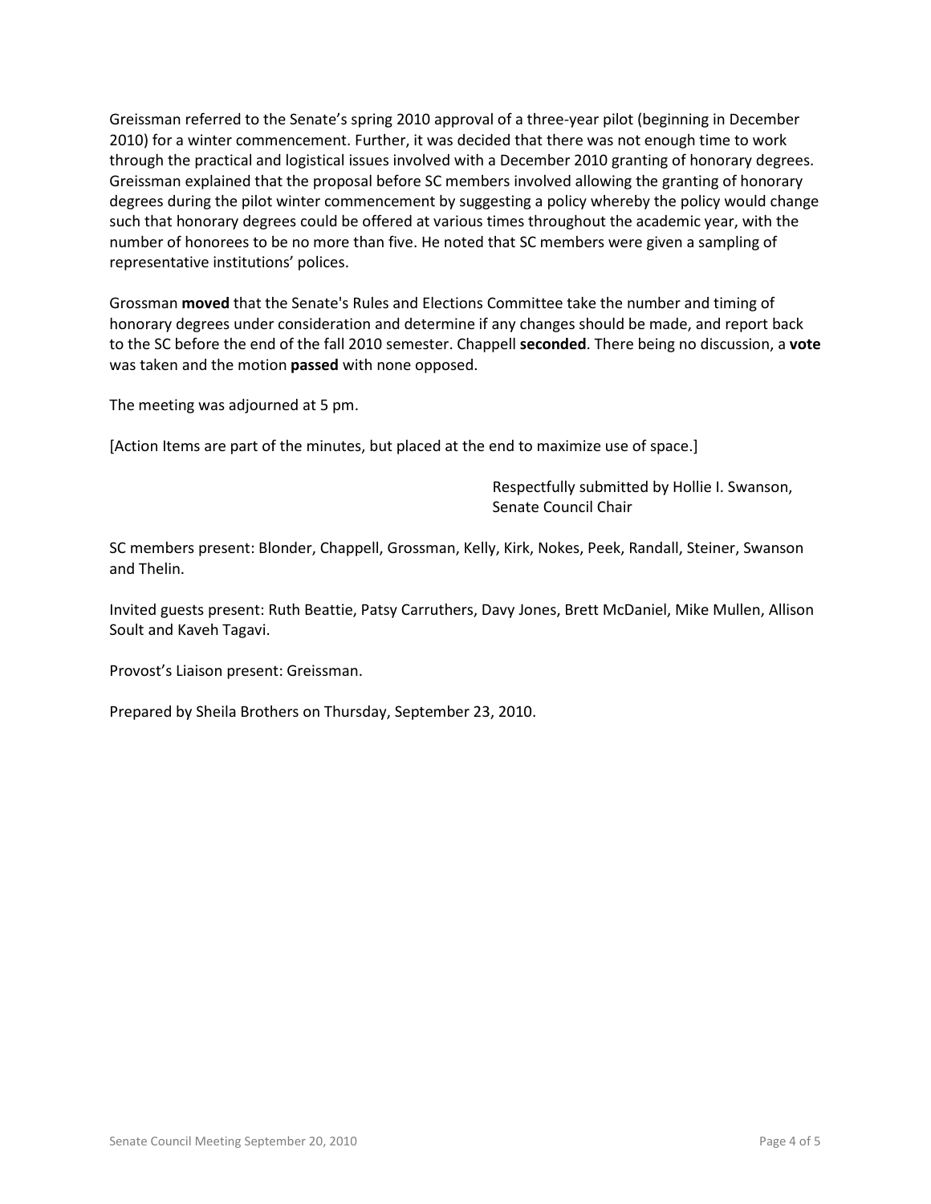Greissman referred to the Senate's spring 2010 approval of a three-year pilot (beginning in December 2010) for a winter commencement. Further, it was decided that there was not enough time to work through the practical and logistical issues involved with a December 2010 granting of honorary degrees. Greissman explained that the proposal before SC members involved allowing the granting of honorary degrees during the pilot winter commencement by suggesting a policy whereby the policy would change such that honorary degrees could be offered at various times throughout the academic year, with the number of honorees to be no more than five. He noted that SC members were given a sampling of representative institutions' polices.

Grossman **moved** that the Senate's Rules and Elections Committee take the number and timing of honorary degrees under consideration and determine if any changes should be made, and report back to the SC before the end of the fall 2010 semester. Chappell **seconded**. There being no discussion, a **vote** was taken and the motion **passed** with none opposed.

The meeting was adjourned at 5 pm.

[Action Items are part of the minutes, but placed at the end to maximize use of space.]

Respectfully submitted by Hollie I. Swanson,
Senate Council Chair

SC members present: Blonder, Chappell, Grossman, Kelly, Kirk, Nokes, Peek, Randall, Steiner, Swanson and Thelin.

Invited guests present: Ruth Beattie, Patsy Carruthers, Davy Jones, Brett McDaniel, Mike Mullen, Allison Soult and Kaveh Tagavi.

Provost's Liaison present: Greissman.

Prepared by Sheila Brothers on Thursday, September 23, 2010.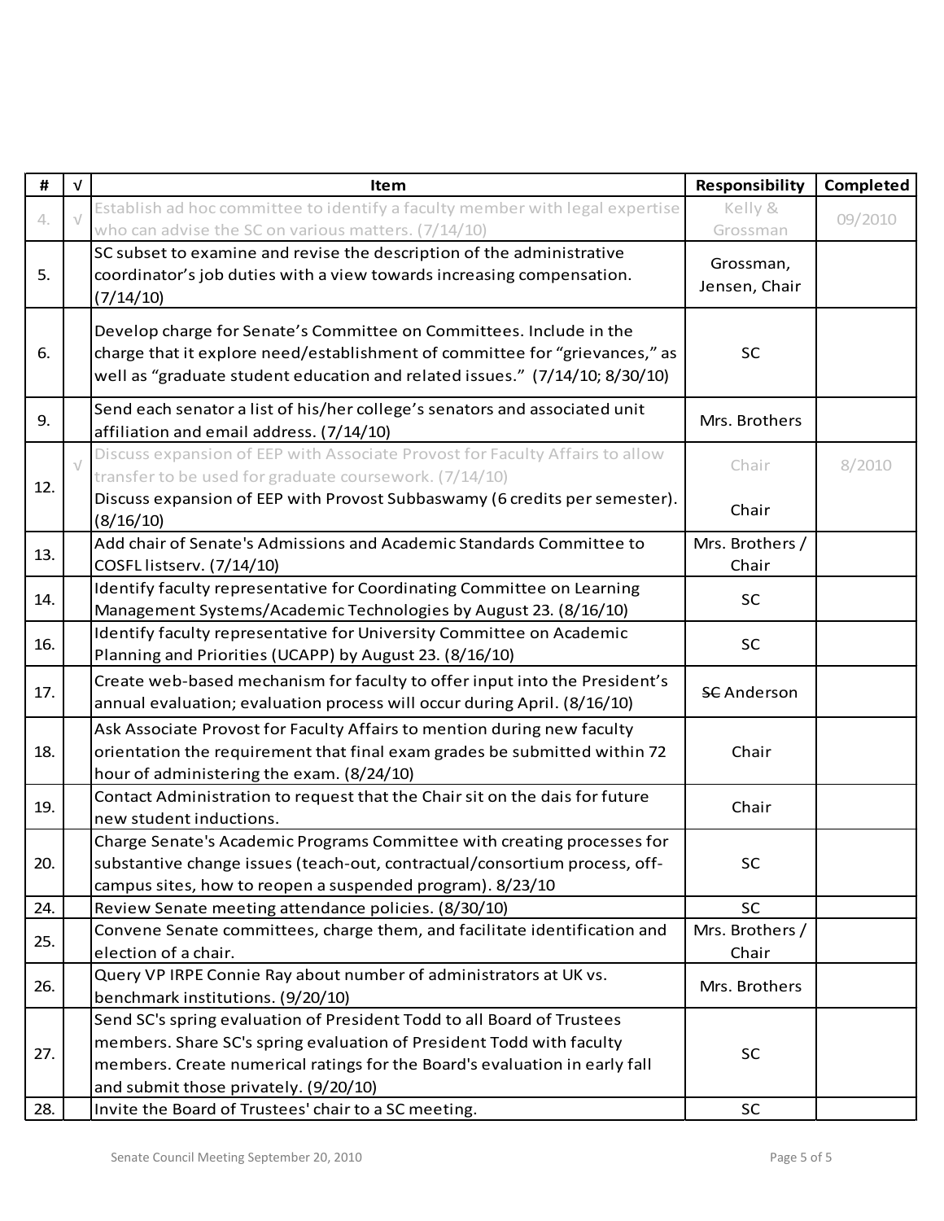| # | √ | Item | Responsibility | Completed |
|---|---|---|---|---|
| 4. | √ | Establish ad hoc committee to identify a faculty member with legal expertise who can advise the SC on various matters. (7/14/10) | Kelly & Grossman | 09/2010 |
| 5. | | SC subset to examine and revise the description of the administrative coordinator's job duties with a view towards increasing compensation. (7/14/10) | Grossman, Jensen, Chair | |
| 6. | | Develop charge for Senate's Committee on Committees. Include in the charge that it explore need/establishment of committee for "grievances," as well as "graduate student education and related issues." (7/14/10; 8/30/10) | SC | |
| 9. | | Send each senator a list of his/her college's senators and associated unit affiliation and email address. (7/14/10) | Mrs. Brothers | |
| 12. | √ | Discuss expansion of EEP with Associate Provost for Faculty Affairs to allow transfer to be used for graduate coursework. (7/14/10) | Chair | 8/2010 |
| | | Discuss expansion of EEP with Provost Subbaswamy (6 credits per semester). (8/16/10) | Chair | |
| 13. | | Add chair of Senate's Admissions and Academic Standards Committee to COSFL listserv. (7/14/10) | Mrs. Brothers / Chair | |
| 14. | | Identify faculty representative for Coordinating Committee on Learning Management Systems/Academic Technologies by August 23. (8/16/10) | SC | |
| 16. | | Identify faculty representative for University Committee on Academic Planning and Priorities (UCAPP) by August 23. (8/16/10) | SC | |
| 17. | | Create web-based mechanism for faculty to offer input into the President's annual evaluation; evaluation process will occur during April. (8/16/10) | ~~SC~~ Anderson | |
| 18. | | Ask Associate Provost for Faculty Affairs to mention during new faculty orientation the requirement that final exam grades be submitted within 72 hour of administering the exam. (8/24/10) | Chair | |
| 19. | | Contact Administration to request that the Chair sit on the dais for future new student inductions. | Chair | |
| 20. | | Charge Senate's Academic Programs Committee with creating processes for substantive change issues (teach-out, contractual/consortium process, off-campus sites, how to reopen a suspended program). 8/23/10 | SC | |
| 24. | | Review Senate meeting attendance policies. (8/30/10) | SC | |
| 25. | | Convene Senate committees, charge them, and facilitate identification and election of a chair. | Mrs. Brothers / Chair | |
| 26. | | Query VP IRPE Connie Ray about number of administrators at UK vs. benchmark institutions. (9/20/10) | Mrs. Brothers | |
| 27. | | Send SC's spring evaluation of President Todd to all Board of Trustees members. Share SC's spring evaluation of President Todd with faculty members. Create numerical ratings for the Board's evaluation in early fall and submit those privately. (9/20/10) | SC | |
| 28. | | Invite the Board of Trustees' chair to a SC meeting. | SC | |